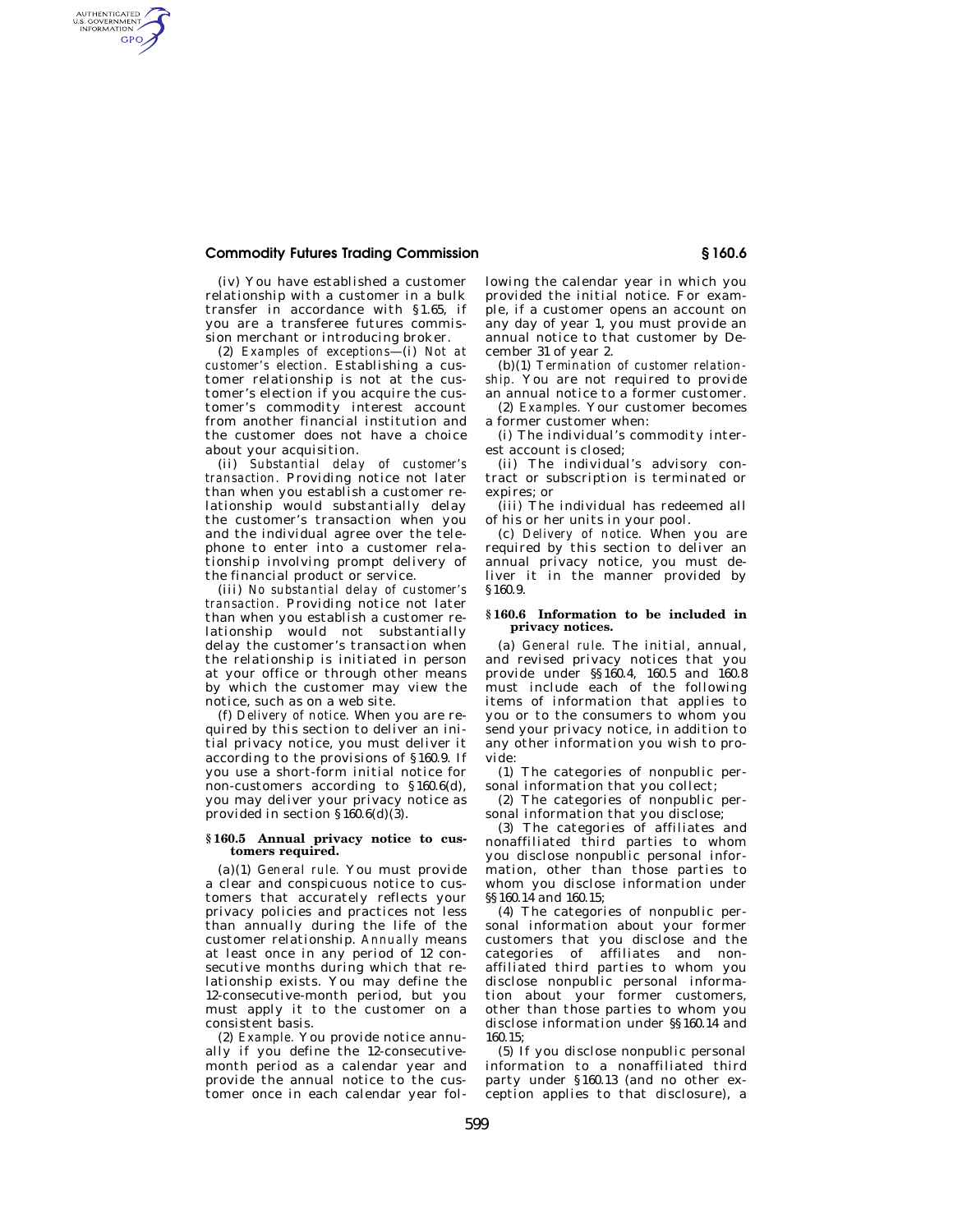(iv) You have established a customer relationship with a customer in a bulk transfer in accordance with §1.65, if you are a transferee futures commission merchant or introducing broker.

(2) *Examples of exceptions*—(i) *Not at customer's election.* Establishing a customer relationship is not at the customer's election if you acquire the customer's commodity interest account from another financial institution and the customer does not have a choice about your acquisition.

(ii) *Substantial delay of customer's transaction.* Providing notice not later than when you establish a customer relationship would substantially delay the customer's transaction when you and the individual agree over the telephone to enter into a customer relationship involving prompt delivery of the financial product or service.

(iii) *No substantial delay of customer's transaction.* Providing notice not later than when you establish a customer relationship would not substantially delay the customer's transaction when the relationship is initiated in person at your office or through other means by which the customer may view the notice, such as on a web site.

(f) *Delivery of notice.* When you are required by this section to deliver an initial privacy notice, you must deliver it according to the provisions of §160.9. If you use a short-form initial notice for non-customers according to §160.6(d), you may deliver your privacy notice as provided in section §160.6(d)(3).

### §160.5 Annual privacy notice to customers required.

(a)(1) *General rule.* You must provide a clear and conspicuous notice to customers that accurately reflects your privacy policies and practices not less than annually during the life of the customer relationship. *Annually* means at least once in any period of 12 consecutive months during which that relationship exists. You may define the 12-consecutive-month period, but you must apply it to the customer on a consistent basis.

(2) *Example.* You provide notice annually if you define the 12-consecutive-month period as a calendar year and provide the annual notice to the customer once in each calendar year following the calendar year in which you provided the initial notice. For example, if a customer opens an account on any day of year 1, you must provide an annual notice to that customer by December 31 of year 2.

(b)(1) *Termination of customer relationship.* You are not required to provide an annual notice to a former customer.

(2) *Examples.* Your customer becomes a former customer when:

(i) The individual's commodity interest account is closed;

(ii) The individual's advisory contract or subscription is terminated or expires; or

(iii) The individual has redeemed all of his or her units in your pool.

(c) *Delivery of notice.* When you are required by this section to deliver an annual privacy notice, you must deliver it in the manner provided by §160.9.

### §160.6 Information to be included in privacy notices.

(a) *General rule.* The initial, annual, and revised privacy notices that you provide under §§160.4, 160.5 and 160.8 must include each of the following items of information that applies to you or to the consumers to whom you send your privacy notice, in addition to any other information you wish to provide:

(1) The categories of nonpublic personal information that you collect;

(2) The categories of nonpublic personal information that you disclose;

(3) The categories of affiliates and nonaffiliated third parties to whom you disclose nonpublic personal information, other than those parties to whom you disclose information under §§160.14 and 160.15;

(4) The categories of nonpublic personal information about your former customers that you disclose and the categories of affiliates and nonaffiliated third parties to whom you disclose nonpublic personal information about your former customers, other than those parties to whom you disclose information under §§160.14 and 160.15;

(5) If you disclose nonpublic personal information to a nonaffiliated third party under §160.13 (and no other exception applies to that disclosure), a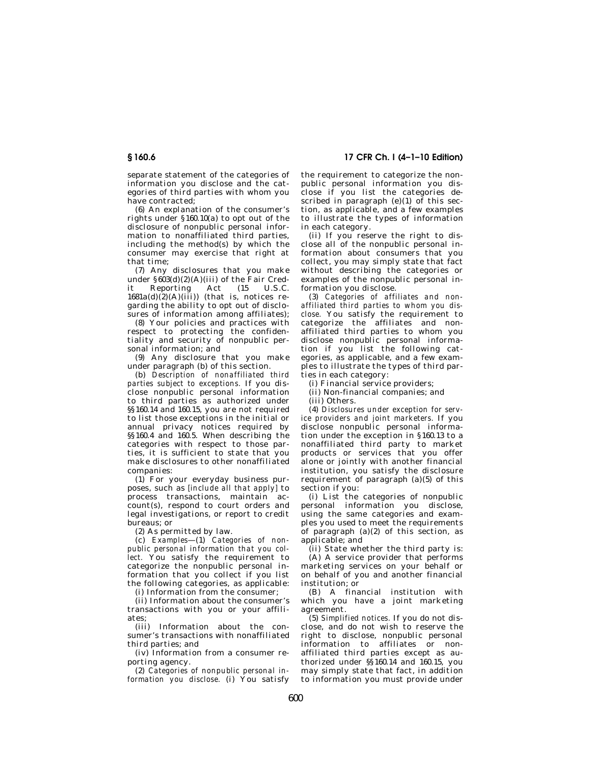separate statement of the categories of information you disclose and the categories of third parties with whom you have contracted;

(6) An explanation of the consumer's rights under §160.10(a) to opt out of the disclosure of nonpublic personal information to nonaffiliated third parties, including the method(s) by which the consumer may exercise that right at that time;

(7) Any disclosures that you make under §603(d)(2)(A)(iii) of the Fair Credit Reporting Act (15 U.S.C. 1681a(d)(2)(A)(iii)) (that is, notices regarding the ability to opt out of disclosures of information among affiliates);

(8) Your policies and practices with respect to protecting the confidentiality and security of nonpublic personal information; and

(9) Any disclosure that you make under paragraph (b) of this section.

(b) *Description of nonaffiliated third parties subject to exceptions.* If you disclose nonpublic personal information to third parties as authorized under §§160.14 and 160.15, you are not required to list those exceptions in the initial or annual privacy notices required by §§160.4 and 160.5. When describing the categories with respect to those parties, it is sufficient to state that you make disclosures to other nonaffiliated companies:

(1) For your everyday business purposes, such as [*include all that apply*] to process transactions, maintain account(s), respond to court orders and legal investigations, or report to credit bureaus; or

(2) As permitted by law.

(c) *Examples*—(1) *Categories of nonpublic personal information that you collect.* You satisfy the requirement to categorize the nonpublic personal information that you collect if you list the following categories, as applicable:

(i) Information from the consumer;

(ii) Information about the consumer's transactions with you or your affiliates;

(iii) Information about the consumer's transactions with nonaffiliated third parties; and

(iv) Information from a consumer reporting agency.

(2) *Categories of nonpublic personal information you disclose.* (i) You satisfy the requirement to categorize the nonpublic personal information you disclose if you list the categories described in paragraph (e)(1) of this section, as applicable, and a few examples to illustrate the types of information in each category.

(ii) If you reserve the right to disclose all of the nonpublic personal information about consumers that you collect, you may simply state that fact without describing the categories or examples of the nonpublic personal information you disclose.

(3) *Categories of affiliates and nonaffiliated third parties to whom you disclose.* You satisfy the requirement to categorize the affiliates and nonaffiliated third parties to whom you disclose nonpublic personal information if you list the following categories, as applicable, and a few examples to illustrate the types of third parties in each category:

(i) Financial service providers;

(ii) Non-financial companies; and

(iii) Others.

(4) *Disclosures under exception for service providers and joint marketers.* If you disclose nonpublic personal information under the exception in §160.13 to a nonaffiliated third party to market products or services that you offer alone or jointly with another financial institution, you satisfy the disclosure requirement of paragraph (a)(5) of this section if you:

(i) List the categories of nonpublic personal information you disclose, using the same categories and examples you used to meet the requirements of paragraph (a)(2) of this section, as applicable; and

(ii) State whether the third party is:

(A) A service provider that performs marketing services on your behalf or on behalf of you and another financial institution; or

(B) A financial institution with which you have a joint marketing agreement.

(5) *Simplified notices.* If you do not disclose, and do not wish to reserve the right to disclose, nonpublic personal information to affiliates or nonaffiliated third parties except as authorized under §§160.14 and 160.15, you may simply state that fact, in addition to information you must provide under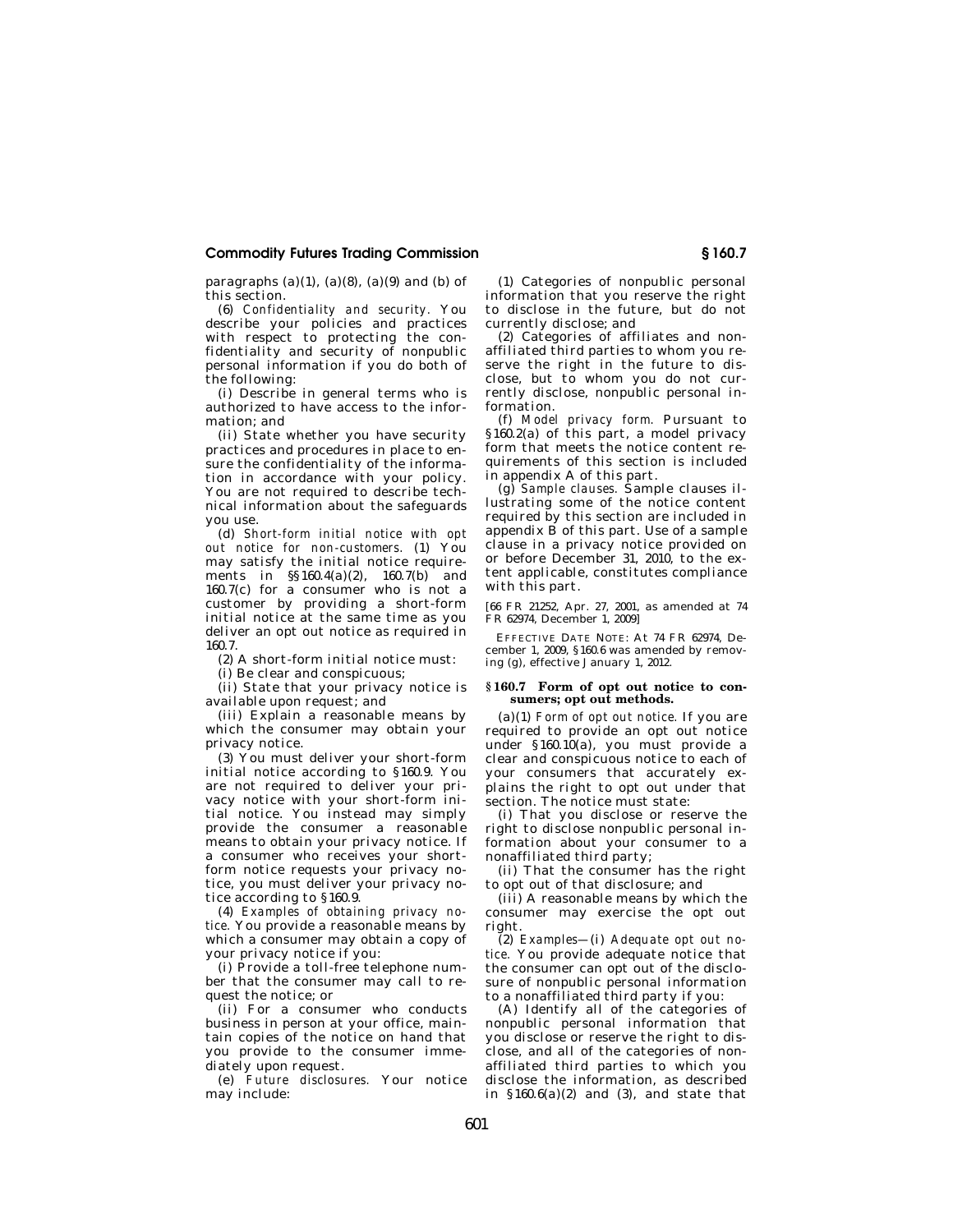paragraphs (a)(1), (a)(8), (a)(9) and (b) of this section.

(6) *Confidentiality and security.* You describe your policies and practices with respect to protecting the confidentiality and security of nonpublic personal information if you do both of the following:

(i) Describe in general terms who is authorized to have access to the information; and

(ii) State whether you have security practices and procedures in place to ensure the confidentiality of the information in accordance with your policy. You are not required to describe technical information about the safeguards you use.

(d) *Short-form initial notice with opt out notice for non-customers.* (1) You may satisfy the initial notice requirements in §§160.4(a)(2), 160.7(b) and 160.7(c) for a consumer who is not a customer by providing a short-form initial notice at the same time as you deliver an opt out notice as required in 160.7.

(2) A short-form initial notice must:

(i) Be clear and conspicuous;

(ii) State that your privacy notice is available upon request; and

(iii) Explain a reasonable means by which the consumer may obtain your privacy notice.

(3) You must deliver your short-form initial notice according to §160.9. You are not required to deliver your privacy notice with your short-form initial notice. You instead may simply provide the consumer a reasonable means to obtain your privacy notice. If a consumer who receives your short-form notice requests your privacy notice, you must deliver your privacy notice according to §160.9.

(4) *Examples of obtaining privacy notice.* You provide a reasonable means by which a consumer may obtain a copy of your privacy notice if you:

(i) Provide a toll-free telephone number that the consumer may call to request the notice; or

(ii) For a consumer who conducts business in person at your office, maintain copies of the notice on hand that you provide to the consumer immediately upon request.

(e) *Future disclosures.* Your notice may include:

(1) Categories of nonpublic personal information that you reserve the right to disclose in the future, but do not currently disclose; and

(2) Categories of affiliates and nonaffiliated third parties to whom you reserve the right in the future to disclose, but to whom you do not currently disclose, nonpublic personal information.

(f) *Model privacy form.* Pursuant to §160.2(a) of this part, a model privacy form that meets the notice content requirements of this section is included in appendix A of this part.

(g) *Sample clauses.* Sample clauses illustrating some of the notice content required by this section are included in appendix B of this part. Use of a sample clause in a privacy notice provided on or before December 31, 2010, to the extent applicable, constitutes compliance with this part.

[66 FR 21252, Apr. 27, 2001, as amended at 74 FR 62974, December 1, 2009]

EFFECTIVE DATE NOTE: At 74 FR 62974, December 1, 2009, §160.6 was amended by removing (g), effective January 1, 2012.

### §160.7 Form of opt out notice to consumers; opt out methods.

(a)(1) *Form of opt out notice.* If you are required to provide an opt out notice under §160.10(a), you must provide a clear and conspicuous notice to each of your consumers that accurately explains the right to opt out under that section. The notice must state:

(i) That you disclose or reserve the right to disclose nonpublic personal information about your consumer to a nonaffiliated third party;

(ii) That the consumer has the right to opt out of that disclosure; and

(iii) A reasonable means by which the consumer may exercise the opt out right.

(2) *Examples*—(i) *Adequate opt out notice.* You provide adequate notice that the consumer can opt out of the disclosure of nonpublic personal information to a nonaffiliated third party if you:

(A) Identify all of the categories of nonpublic personal information that you disclose or reserve the right to disclose, and all of the categories of nonaffiliated third parties to which you disclose the information, as described in §160.6(a)(2) and (3), and state that